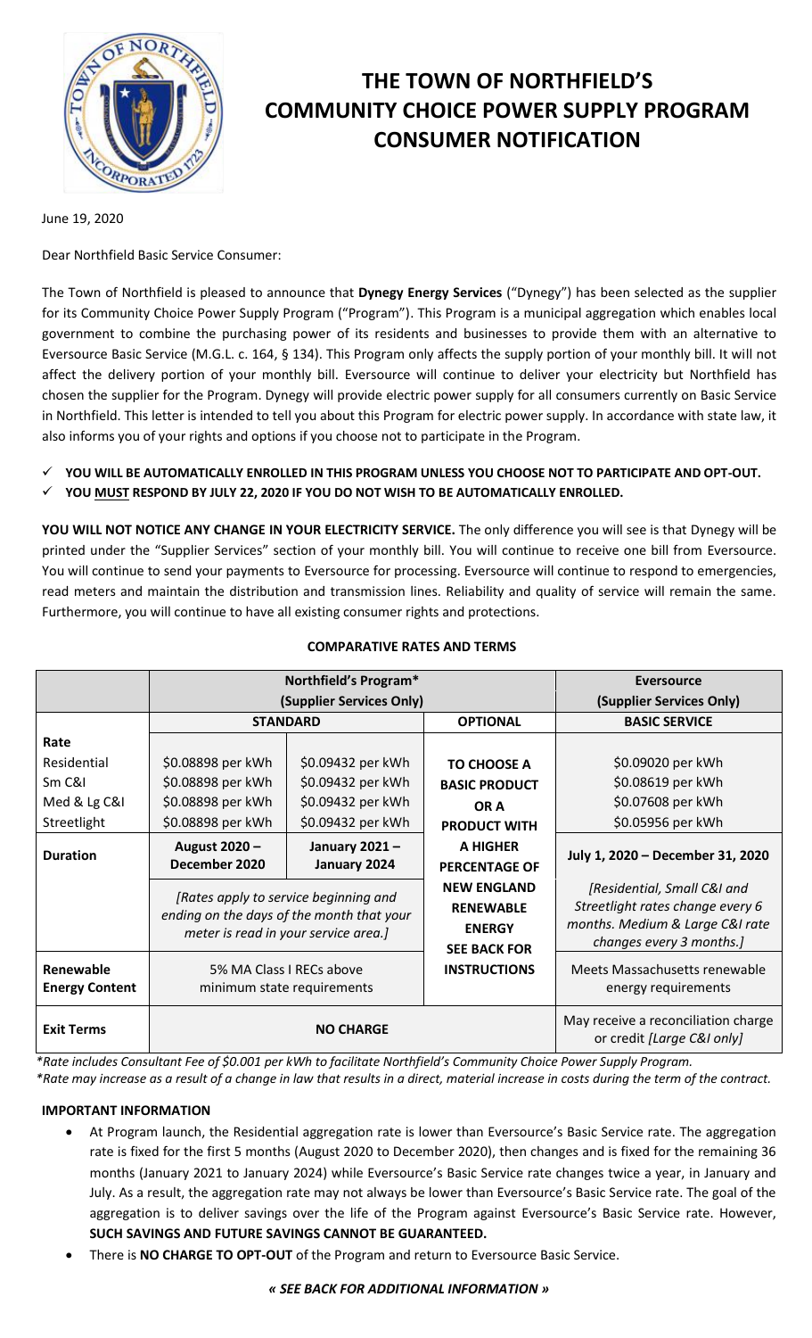# THE TOWN OF NORTHFIELD'S COMMUNITY CHOICE POWER SUPPLY PROGRAM CONSUMER NOTIFICATION

June 19, 2020

Dear Northfield Basic Service Consumer:

The Town of Northfield is pleased to announce that **Dynegy Energy Services** ("Dynegy") has been selected as the supplier for its Community Choice Power Supply Program ("Program"). This Program is a municipal aggregation which enables local government to combine the purchasing power of its residents and businesses to provide them with an alternative to Eversource Basic Service (M.G.L. c. 164, § 134). This Program only affects the supply portion of your monthly bill. It will not affect the delivery portion of your monthly bill. Eversource will continue to deliver your electricity but Northfield has chosen the supplier for the Program. Dynegy will provide electric power supply for all consumers currently on Basic Service in Northfield. This letter is intended to tell you about this Program for electric power supply. In accordance with state law, it also informs you of your rights and options if you choose not to participate in the Program.

- ✓ **YOU WILL BE AUTOMATICALLY ENROLLED IN THIS PROGRAM UNLESS YOU CHOOSE NOT TO PARTICIPATE AND OPT-OUT.**
- ✓ **YOU MUST RESPOND BY JULY 22, 2020 IF YOU DO NOT WISH TO BE AUTOMATICALLY ENROLLED.**

**YOU WILL NOT NOTICE ANY CHANGE IN YOUR ELECTRICITY SERVICE.** The only difference you will see is that Dynegy will be printed under the "Supplier Services" section of your monthly bill. You will continue to receive one bill from Eversource. You will continue to send your payments to Eversource for processing. Eversource will continue to respond to emergencies, read meters and maintain the distribution and transmission lines. Reliability and quality of service will remain the same. Furthermore, you will continue to have all existing consumer rights and protections.

**COMPARATIVE RATES AND TERMS**

| | Northfield's Program* (Supplier Services Only) | | | Eversource (Supplier Services Only) |
|---|---|---|---|---|
| | **STANDARD** | | **OPTIONAL** | **BASIC SERVICE** |
| **Rate**<br>Residential<br>Sm C&I<br>Med & Lg C&I<br>Streetlight | <br>$0.08898 per kWh<br>$0.08898 per kWh<br>$0.08898 per kWh<br>$0.08898 per kWh | <br>$0.09432 per kWh<br>$0.09432 per kWh<br>$0.09432 per kWh<br>$0.09432 per kWh | **TO CHOOSE A BASIC PRODUCT OR A PRODUCT WITH A HIGHER PERCENTAGE OF NEW ENGLAND RENEWABLE ENERGY SEE BACK FOR INSTRUCTIONS** | <br>$0.09020 per kWh<br>$0.08619 per kWh<br>$0.07608 per kWh<br>$0.05956 per kWh |
| **Duration** | **August 2020 – December 2020** | **January 2021 – January 2024** | | July 1, 2020 – December 31, 2020 |
| | *[Rates apply to service beginning and ending on the days of the month that your meter is read in your service area.]* | | | *[Residential, Small C&I and Streetlight rates change every 6 months. Medium & Large C&I rate changes every 3 months.]* |
| **Renewable Energy Content** | 5% MA Class I RECs above minimum state requirements | | | Meets Massachusetts renewable energy requirements |
| **Exit Terms** | **NO CHARGE** | | | May receive a reconciliation charge or credit *[Large C&I only]* |

*\*Rate includes Consultant Fee of $0.001 per kWh to facilitate Northfield's Community Choice Power Supply Program.*
*\*Rate may increase as a result of a change in law that results in a direct, material increase in costs during the term of the contract.*

**IMPORTANT INFORMATION**

- At Program launch, the Residential aggregation rate is lower than Eversource's Basic Service rate. The aggregation rate is fixed for the first 5 months (August 2020 to December 2020), then changes and is fixed for the remaining 36 months (January 2021 to January 2024) while Eversource's Basic Service rate changes twice a year, in January and July. As a result, the aggregation rate may not always be lower than Eversource's Basic Service rate. The goal of the aggregation is to deliver savings over the life of the Program against Eversource's Basic Service rate. However, **SUCH SAVINGS AND FUTURE SAVINGS CANNOT BE GUARANTEED.**
- There is **NO CHARGE TO OPT-OUT** of the Program and return to Eversource Basic Service.

***« SEE BACK FOR ADDITIONAL INFORMATION »***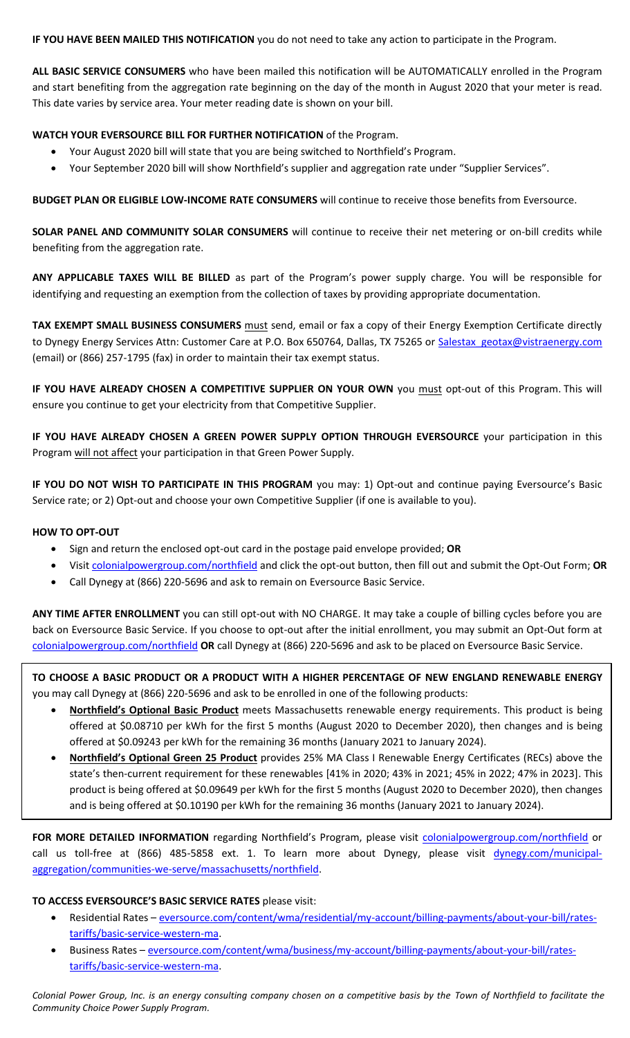**IF YOU HAVE BEEN MAILED THIS NOTIFICATION** you do not need to take any action to participate in the Program.

**ALL BASIC SERVICE CONSUMERS** who have been mailed this notification will be AUTOMATICALLY enrolled in the Program and start benefiting from the aggregation rate beginning on the day of the month in August 2020 that your meter is read. This date varies by service area. Your meter reading date is shown on your bill.

**WATCH YOUR EVERSOURCE BILL FOR FURTHER NOTIFICATION** of the Program.

- Your August 2020 bill will state that you are being switched to Northfield's Program.
- Your September 2020 bill will show Northfield's supplier and aggregation rate under "Supplier Services".

**BUDGET PLAN OR ELIGIBLE LOW-INCOME RATE CONSUMERS** will continue to receive those benefits from Eversource.

**SOLAR PANEL AND COMMUNITY SOLAR CONSUMERS** will continue to receive their net metering or on-bill credits while benefiting from the aggregation rate.

**ANY APPLICABLE TAXES WILL BE BILLED** as part of the Program's power supply charge. You will be responsible for identifying and requesting an exemption from the collection of taxes by providing appropriate documentation.

**TAX EXEMPT SMALL BUSINESS CONSUMERS** must send, email or fax a copy of their Energy Exemption Certificate directly to Dynegy Energy Services Attn: Customer Care at P.O. Box 650764, Dallas, TX 75265 or Salestax_geotax@vistraenergy.com (email) or (866) 257-1795 (fax) in order to maintain their tax exempt status.

**IF YOU HAVE ALREADY CHOSEN A COMPETITIVE SUPPLIER ON YOUR OWN** you must opt-out of this Program. This will ensure you continue to get your electricity from that Competitive Supplier.

**IF YOU HAVE ALREADY CHOSEN A GREEN POWER SUPPLY OPTION THROUGH EVERSOURCE** your participation in this Program will not affect your participation in that Green Power Supply.

**IF YOU DO NOT WISH TO PARTICIPATE IN THIS PROGRAM** you may: 1) Opt-out and continue paying Eversource's Basic Service rate; or 2) Opt-out and choose your own Competitive Supplier (if one is available to you).

**HOW TO OPT-OUT**

- Sign and return the enclosed opt-out card in the postage paid envelope provided; **OR**
- Visit colonialpowergroup.com/northfield and click the opt-out button, then fill out and submit the Opt-Out Form; **OR**
- Call Dynegy at (866) 220-5696 and ask to remain on Eversource Basic Service.

**ANY TIME AFTER ENROLLMENT** you can still opt-out with NO CHARGE. It may take a couple of billing cycles before you are back on Eversource Basic Service. If you choose to opt-out after the initial enrollment, you may submit an Opt-Out form at colonialpowergroup.com/northfield **OR** call Dynegy at (866) 220-5696 and ask to be placed on Eversource Basic Service.

**TO CHOOSE A BASIC PRODUCT OR A PRODUCT WITH A HIGHER PERCENTAGE OF NEW ENGLAND RENEWABLE ENERGY** you may call Dynegy at (866) 220-5696 and ask to be enrolled in one of the following products:

- **Northfield's Optional Basic Product** meets Massachusetts renewable energy requirements. This product is being offered at $0.08710 per kWh for the first 5 months (August 2020 to December 2020), then changes and is being offered at $0.09243 per kWh for the remaining 36 months (January 2021 to January 2024).
- **Northfield's Optional Green 25 Product** provides 25% MA Class I Renewable Energy Certificates (RECs) above the state's then-current requirement for these renewables [41% in 2020; 43% in 2021; 45% in 2022; 47% in 2023]. This product is being offered at $0.09649 per kWh for the first 5 months (August 2020 to December 2020), then changes and is being offered at $0.10190 per kWh for the remaining 36 months (January 2021 to January 2024).

**FOR MORE DETAILED INFORMATION** regarding Northfield's Program, please visit colonialpowergroup.com/northfield or call us toll-free at (866) 485-5858 ext. 1. To learn more about Dynegy, please visit dynegy.com/municipal-aggregation/communities-we-serve/massachusetts/northfield.

**TO ACCESS EVERSOURCE'S BASIC SERVICE RATES** please visit:

- Residential Rates – eversource.com/content/wma/residential/my-account/billing-payments/about-your-bill/rates-tariffs/basic-service-western-ma.
- Business Rates – eversource.com/content/wma/business/my-account/billing-payments/about-your-bill/rates-tariffs/basic-service-western-ma.

*Colonial Power Group, Inc. is an energy consulting company chosen on a competitive basis by the Town of Northfield to facilitate the Community Choice Power Supply Program.*